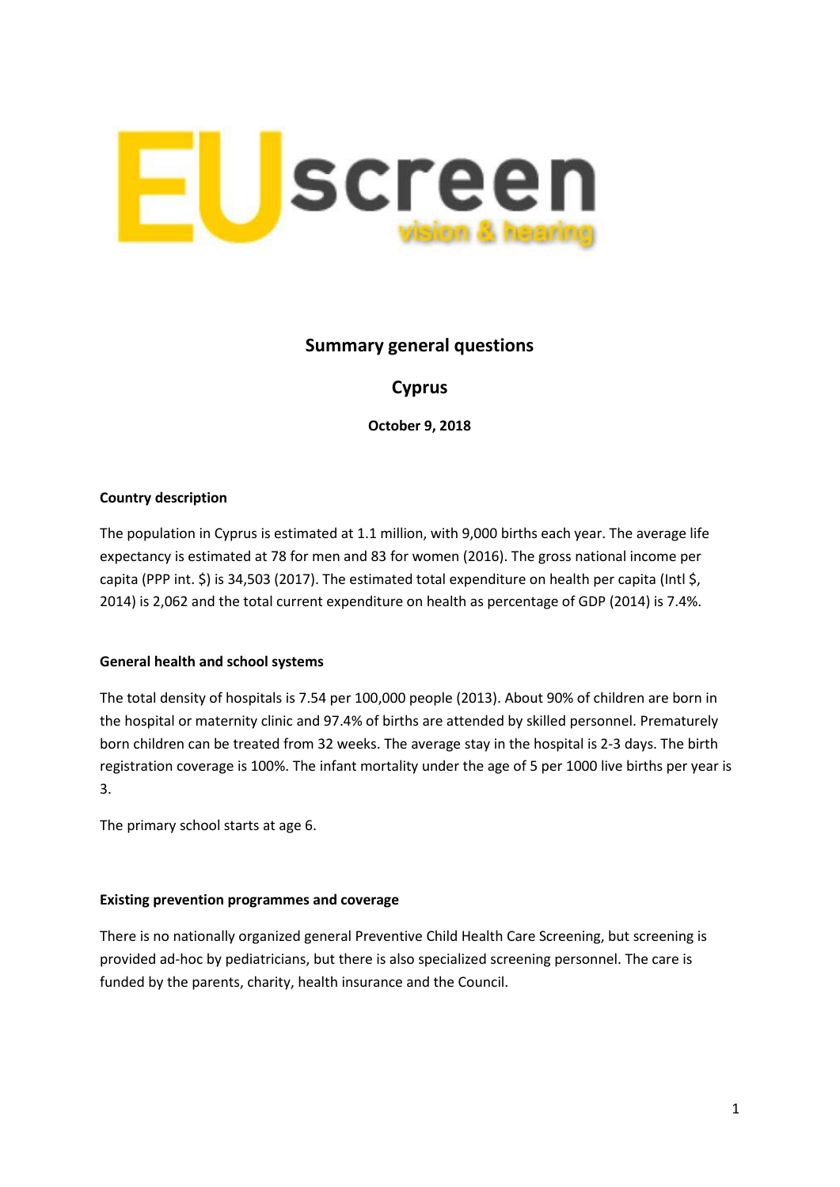EUscreen vision & hearing

# Summary general questions

## Cyprus

**October 9, 2018**

### Country description

The population in Cyprus is estimated at 1.1 million, with 9,000 births each year. The average life expectancy is estimated at 78 for men and 83 for women (2016). The gross national income per capita (PPP int. $) is 34,503 (2017). The estimated total expenditure on health per capita (Intl $, 2014) is 2,062 and the total current expenditure on health as percentage of GDP (2014) is 7.4%.

### General health and school systems

The total density of hospitals is 7.54 per 100,000 people (2013). About 90% of children are born in the hospital or maternity clinic and 97.4% of births are attended by skilled personnel. Prematurely born children can be treated from 32 weeks. The average stay in the hospital is 2-3 days. The birth registration coverage is 100%. The infant mortality under the age of 5 per 1000 live births per year is 3.

The primary school starts at age 6.

### Existing prevention programmes and coverage

There is no nationally organized general Preventive Child Health Care Screening, but screening is provided ad-hoc by pediatricians, but there is also specialized screening personnel. The care is funded by the parents, charity, health insurance and the Council.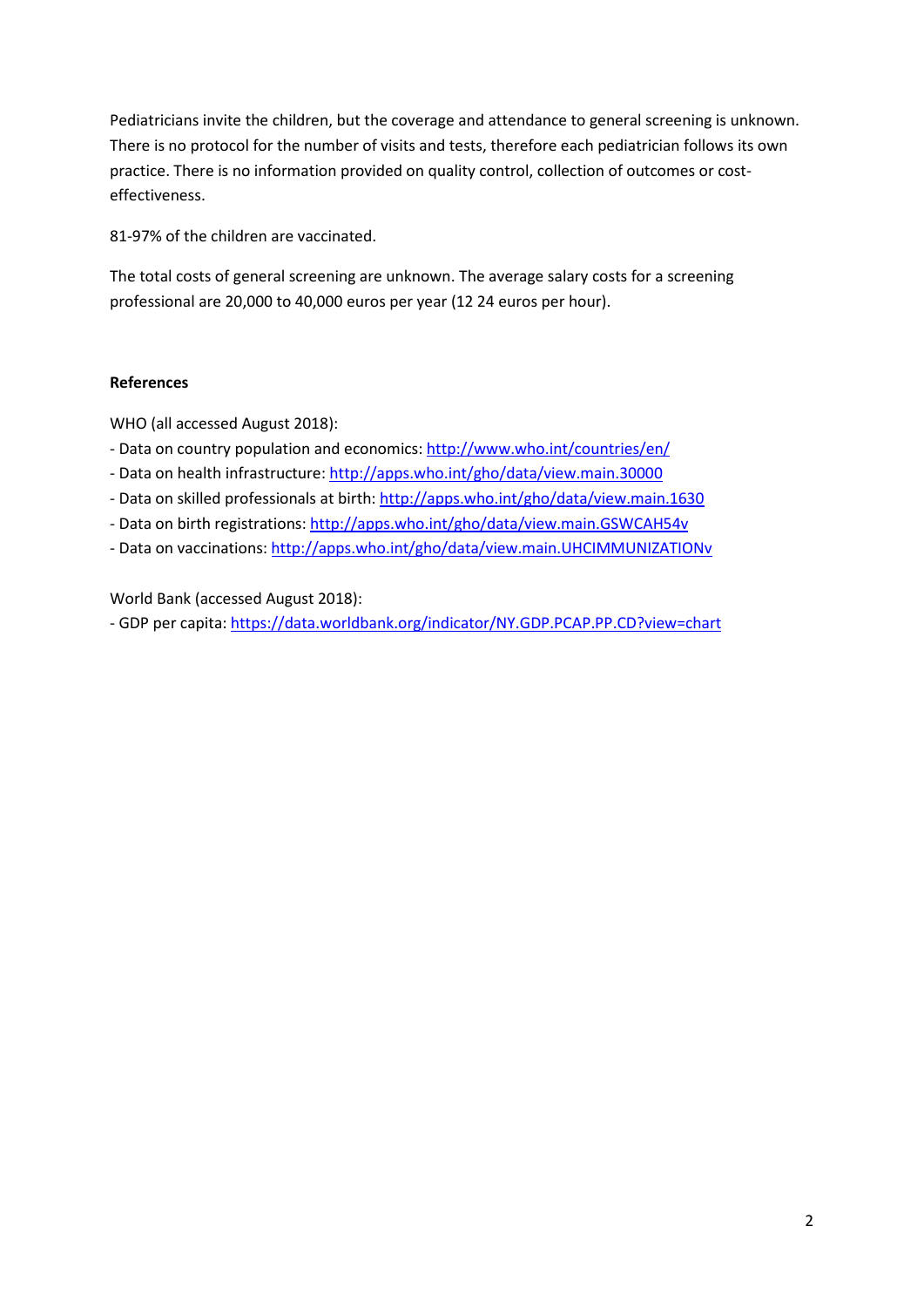Pediatricians invite the children, but the coverage and attendance to general screening is unknown. There is no protocol for the number of visits and tests, therefore each pediatrician follows its own practice. There is no information provided on quality control, collection of outcomes or cost-effectiveness.

81-97% of the children are vaccinated.

The total costs of general screening are unknown. The average salary costs for a screening professional are 20,000 to 40,000 euros per year (12 24 euros per hour).

**References**

WHO (all accessed August 2018):

- Data on country population and economics: http://www.who.int/countries/en/
- Data on health infrastructure: http://apps.who.int/gho/data/view.main.30000
- Data on skilled professionals at birth: http://apps.who.int/gho/data/view.main.1630
- Data on birth registrations: http://apps.who.int/gho/data/view.main.GSWCAH54v
- Data on vaccinations: http://apps.who.int/gho/data/view.main.UHCIMMUNIZATIONv

World Bank (accessed August 2018):

- GDP per capita: https://data.worldbank.org/indicator/NY.GDP.PCAP.PP.CD?view=chart